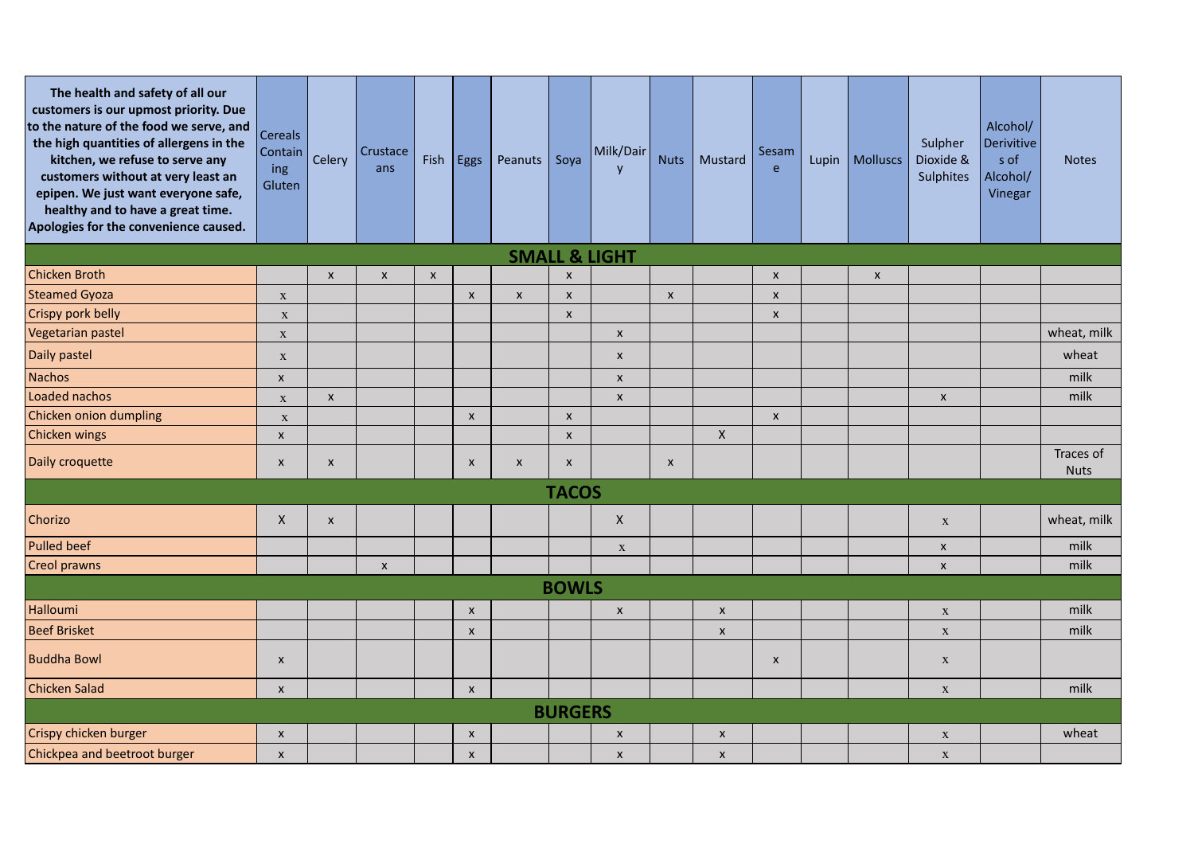| The health and safety of all our customers is our upmost priority. Due to the nature of the food we serve, and the high quantities of allergens in the kitchen, we refuse to serve any customers without at very least an epipen. We just want everyone safe, healthy and to have a great time. Apologies for the convenience caused. | Cereals Containing Gluten | Celery | Crustaceans | Fish | Eggs | Peanuts | Soya | Milk/Dairy | Nuts | Mustard | Sesame | Lupin | Molluscs | Sulpher Dioxide & Sulphites | Alcohol/ Derivitives of Alcohol/ Vinegar | Notes |
|---|---|---|---|---|---|---|---|---|---|---|---|---|---|---|---|---|
| **SMALL & LIGHT** | | | | | | | | | | | | | | | | |
| Chicken Broth | | x | x | x | | | x | | | | x | | x | | | |
| Steamed Gyoza | x | | | | x | x | x | | x | | x | | | | | |
| Crispy pork belly | x | | | | | | x | | | | x | | | | | |
| Vegetarian pastel | x | | | | | | | x | | | | | | | | wheat, milk |
| Daily pastel | x | | | | | | | x | | | | | | | | wheat |
| Nachos | x | | | | | | | x | | | | | | | | milk |
| Loaded nachos | x | x | | | | | | x | | | | | | x | | milk |
| Chicken onion dumpling | x | | | | x | | x | | | | x | | | | | |
| Chicken wings | x | | | | | | x | | | X | | | | | | |
| Daily croquette | x | x | | | x | x | x | | x | | | | | | | Traces of Nuts |
| **TACOS** | | | | | | | | | | | | | | | | |
| Chorizo | X | x | | | | | | X | | | | | | x | | wheat, milk |
| Pulled beef | | | | | | | | x | | | | | | x | | milk |
| Creol prawns | | | x | | | | | | | | | | | x | | milk |
| **BOWLS** | | | | | | | | | | | | | | | | |
| Halloumi | | | | | x | | | x | | x | | | | x | | milk |
| Beef Brisket | | | | | x | | | | | x | | | | x | | milk |
| Buddha Bowl | x | | | | | | | | | | x | | | x | | |
| Chicken Salad | x | | | | x | | | | | | | | | x | | milk |
| **BURGERS** | | | | | | | | | | | | | | | | |
| Crispy chicken burger | x | | | | x | | | x | | x | | | | x | | wheat |
| Chickpea and beetroot burger | x | | | | x | | | x | | x | | | | x | | |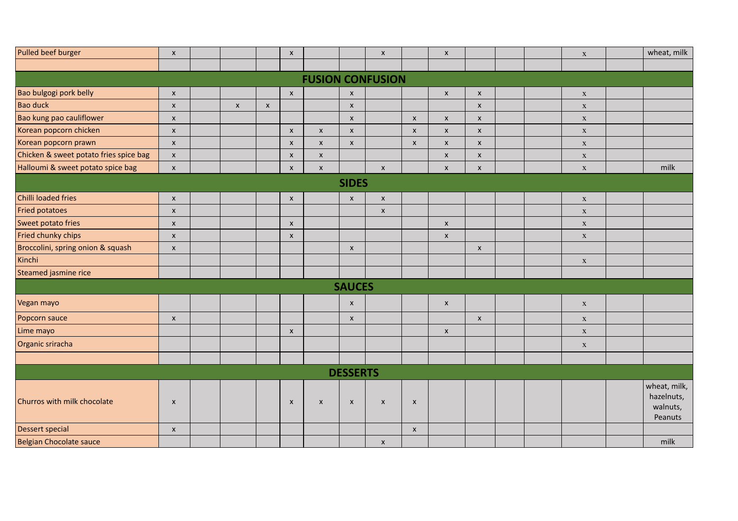| | | | | | | | | | | | | | | | | |
|---|---|---|---|---|---|---|---|---|---|---|---|---|---|---|---|---|
| Pulled beef burger | x | | | | x | | | x | | x | | | | x | | wheat, milk |
| | | | | | | | | | | | | | | | | |
| **FUSION CONFUSION** | | | | | | | | | | | | | | | | |
| Bao bulgogi pork belly | x | | | | x | | x | | | x | x | | | x | | |
| Bao duck | x | | x | x | | | x | | | | x | | | x | | |
| Bao kung pao cauliflower | x | | | | | | x | | x | x | x | | | x | | |
| Korean popcorn chicken | x | | | | x | x | x | | x | x | x | | | x | | |
| Korean popcorn prawn | x | | | | x | x | x | | x | x | x | | | x | | |
| Chicken & sweet potato fries spice bag | x | | | | x | x | | | | x | x | | | x | | |
| Halloumi & sweet potato spice bag | x | | | | x | x | | x | | x | x | | | x | | milk |
| **SIDES** | | | | | | | | | | | | | | | | |
| Chilli loaded fries | x | | | | x | | x | x | | | | | | x | | |
| Fried potatoes | x | | | | | | | x | | | | | | x | | |
| Sweet potato fries | x | | | | x | | | | | x | | | | x | | |
| Fried chunky chips | x | | | | x | | | | | x | | | | x | | |
| Broccolini, spring onion & squash | x | | | | | | x | | | | x | | | | | |
| Kinchi | | | | | | | | | | | | | | x | | |
| Steamed jasmine rice | | | | | | | | | | | | | | | | |
| **SAUCES** | | | | | | | | | | | | | | | | |
| Vegan mayo | | | | | | | x | | | x | | | | x | | |
| Popcorn sauce | x | | | | | | x | | | | x | | | x | | |
| Lime mayo | | | | | x | | | | | x | | | | x | | |
| Organic sriracha | | | | | | | | | | | | | | x | | |
| | | | | | | | | | | | | | | | | |
| **DESSERTS** | | | | | | | | | | | | | | | | |
| Churros with milk chocolate | x | | | | x | x | x | x | x | | | | | | | wheat, milk, hazelnuts, walnuts, Peanuts |
| Dessert special | x | | | | | | | | x | | | | | | | |
| Belgian Chocolate sauce | | | | | | | | x | | | | | | | | milk |